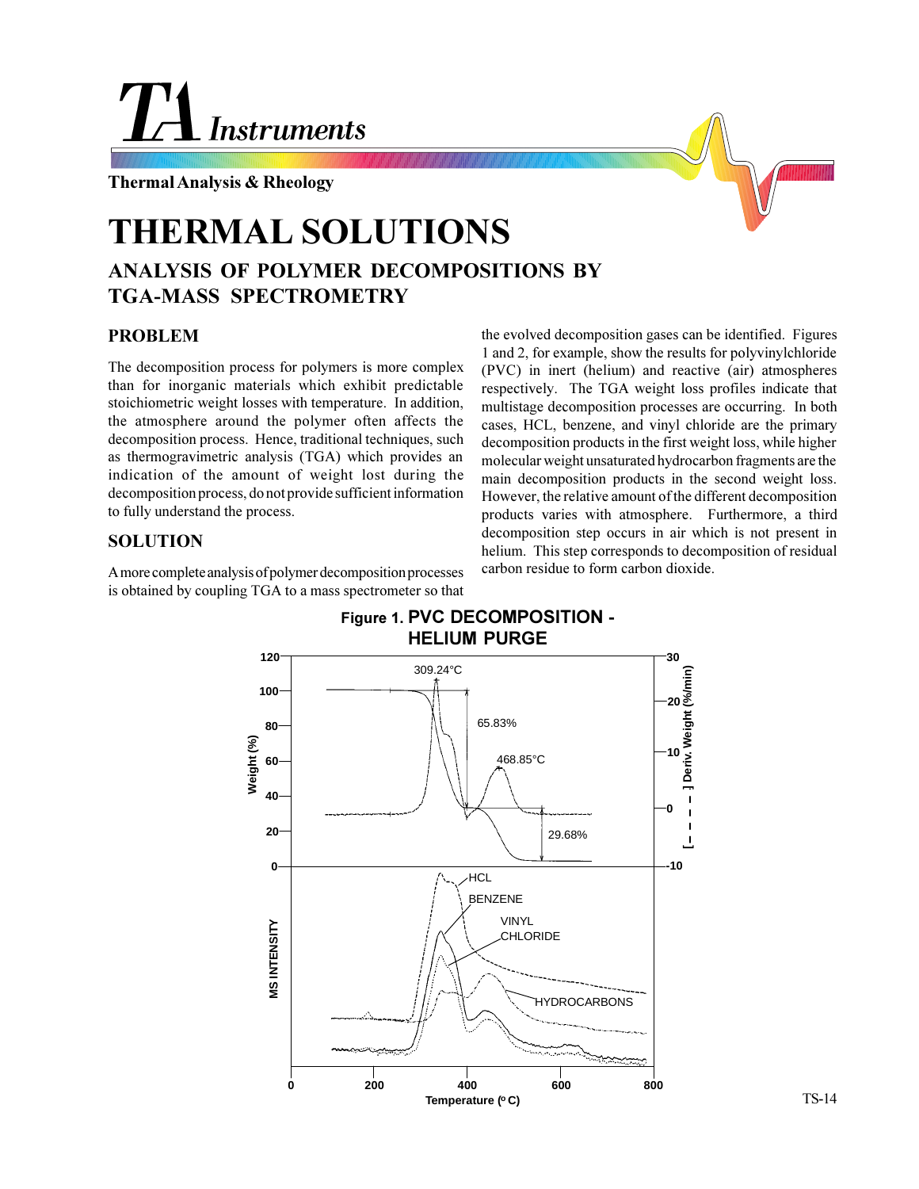# THERMAL SOLUTIONS

## ANALYSIS OF POLYMER DECOMPOSITIONS BY TGA-MASS SPECTROMETRY

### PROBLEM

The decomposition process for polymers is more complex than for inorganic materials which exhibit predictable stoichiometric weight losses with temperature. In addition, the atmosphere around the polymer often affects the decomposition process. Hence, traditional techniques, such as thermogravimetric analysis (TGA) which provides an indication of the amount of weight lost during the decomposition process, do not provide sufficient information to fully understand the process.

### SOLUTION

A more complete analysis of polymer decomposition processes is obtained by coupling TGA to a mass spectrometer so that the evolved decomposition gases can be identified. Figures 1 and 2, for example, show the results for polyvinylchloride (PVC) in inert (helium) and reactive (air) atmospheres respectively. The TGA weight loss profiles indicate that multistage decomposition processes are occurring. In both cases, HCL, benzene, and vinyl chloride are the primary decomposition products in the first weight loss, while higher molecular weight unsaturated hydrocarbon fragments are the main decomposition products in the second weight loss. However, the relative amount of the different decomposition products varies with atmosphere. Furthermore, a third decomposition step occurs in air which is not present in helium. This step corresponds to decomposition of residual carbon residue to form carbon dioxide.

**Figure 1. PVC DECOMPOSITION - HELIUM PURGE**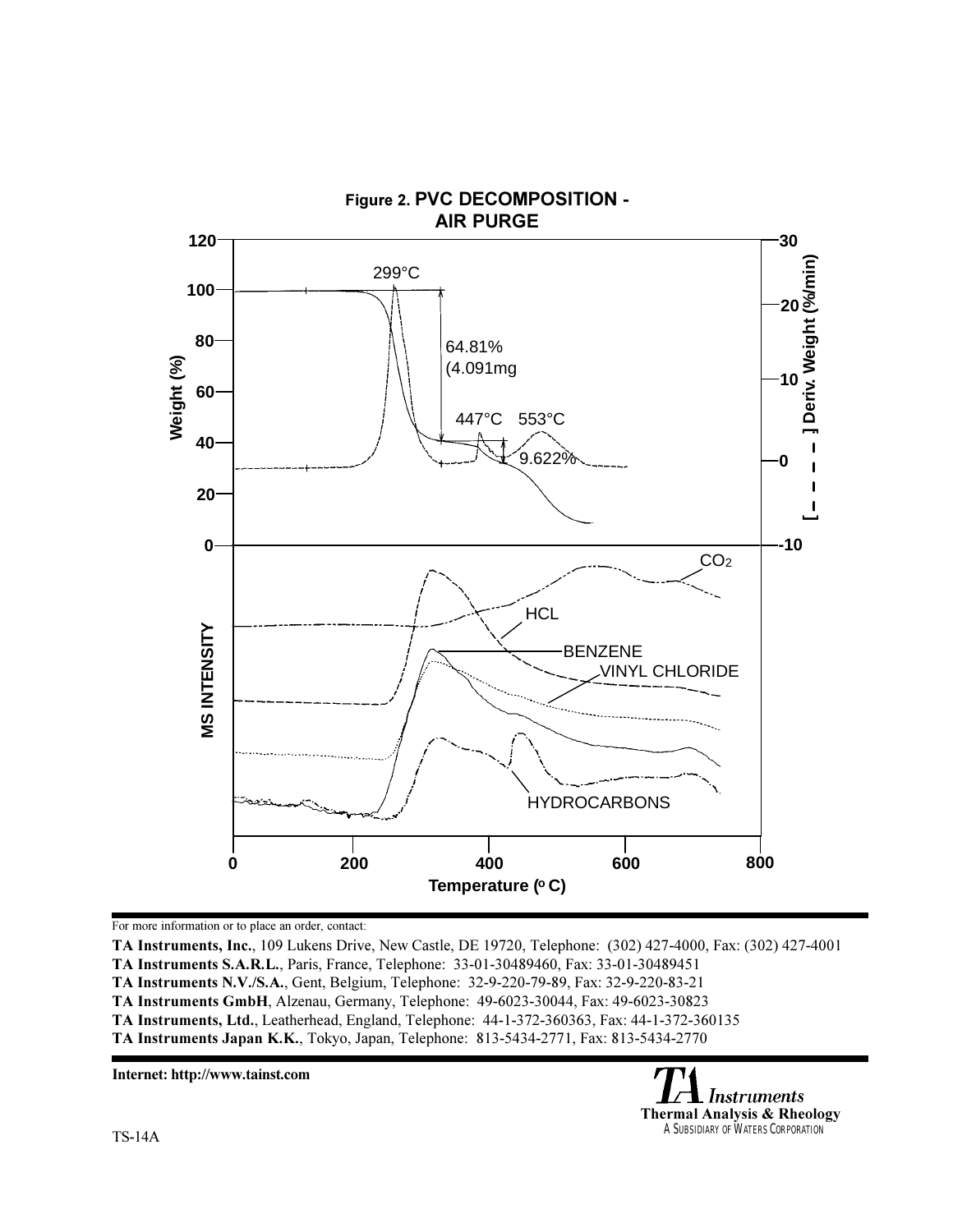**Figure 2. PVC DECOMPOSITION - AIR PURGE**

299°C

64.81%
(4.091mg

447°C 553°C

9.622%

Weight (%)

120
100
80
60
40
20
0

[ – – – – ] Deriv. Weight (%/min)

30
20
10
0
-10

$CO_2$

HCL

BENZENE

VINYL CHLORIDE

HYDROCARBONS

MS INTENSITY

0 200 400 600 800

Temperature (°C)

For more information or to place an order, contact:

**TA Instruments, Inc.**, 109 Lukens Drive, New Castle, DE 19720, Telephone: (302) 427-4000, Fax: (302) 427-4001
**TA Instruments S.A.R.L.**, Paris, France, Telephone: 33-01-30489460, Fax: 33-01-30489451
**TA Instruments N.V./S.A.**, Gent, Belgium, Telephone: 32-9-220-79-89, Fax: 32-9-220-83-21
**TA Instruments GmbH**, Alzenau, Germany, Telephone: 49-6023-30044, Fax: 49-6023-30823
**TA Instruments, Ltd.**, Leatherhead, England, Telephone: 44-1-372-360363, Fax: 44-1-372-360135
**TA Instruments Japan K.K.**, Tokyo, Japan, Telephone: 813-5434-2771, Fax: 813-5434-2770

**Internet: http://www.tainst.com**

*TA Instruments*
**Thermal Analysis & Rheology**
A SUBSIDIARY OF WATERS CORPORATION

TS-14A